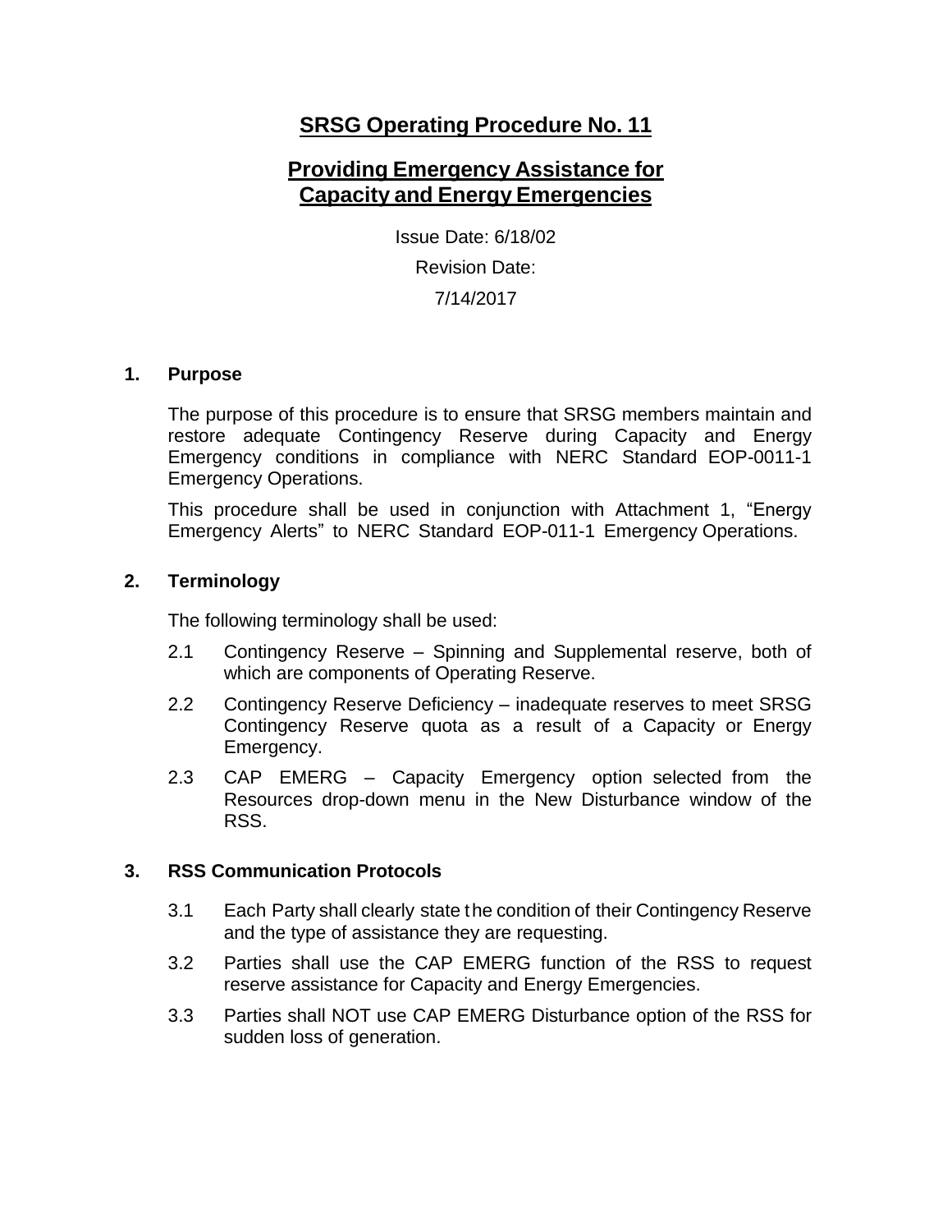# SRSG Operating Procedure No. 11

## Providing Emergency Assistance for Capacity and Energy Emergencies

Issue Date: 6/18/02

Revision Date:

7/14/2017

### 1. Purpose

The purpose of this procedure is to ensure that SRSG members maintain and restore adequate Contingency Reserve during Capacity and Energy Emergency conditions in compliance with NERC Standard EOP-0011-1 Emergency Operations.

This procedure shall be used in conjunction with Attachment 1, "Energy Emergency Alerts" to NERC Standard EOP-011-1 Emergency Operations.

### 2. Terminology

The following terminology shall be used:

2.1 Contingency Reserve – Spinning and Supplemental reserve, both of which are components of Operating Reserve.

2.2 Contingency Reserve Deficiency – inadequate reserves to meet SRSG Contingency Reserve quota as a result of a Capacity or Energy Emergency.

2.3 CAP EMERG – Capacity Emergency option selected from the Resources drop-down menu in the New Disturbance window of the RSS.

### 3. RSS Communication Protocols

3.1 Each Party shall clearly state the condition of their Contingency Reserve and the type of assistance they are requesting.

3.2 Parties shall use the CAP EMERG function of the RSS to request reserve assistance for Capacity and Energy Emergencies.

3.3 Parties shall NOT use CAP EMERG Disturbance option of the RSS for sudden loss of generation.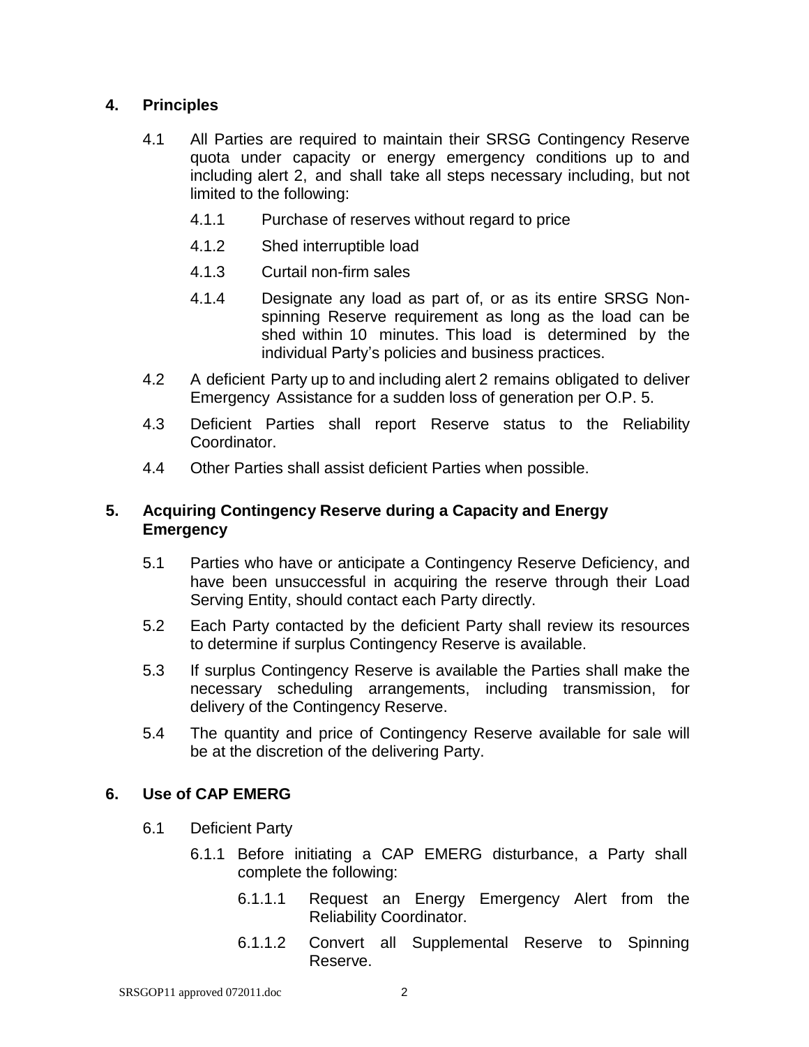## 4. Principles

4.1 All Parties are required to maintain their SRSG Contingency Reserve quota under capacity or energy emergency conditions up to and including alert 2, and shall take all steps necessary including, but not limited to the following:

- 4.1.1 Purchase of reserves without regard to price
- 4.1.2 Shed interruptible load
- 4.1.3 Curtail non-firm sales
- 4.1.4 Designate any load as part of, or as its entire SRSG Non-spinning Reserve requirement as long as the load can be shed within 10 minutes. This load is determined by the individual Party's policies and business practices.

4.2 A deficient Party up to and including alert 2 remains obligated to deliver Emergency Assistance for a sudden loss of generation per O.P. 5.

4.3 Deficient Parties shall report Reserve status to the Reliability Coordinator.

4.4 Other Parties shall assist deficient Parties when possible.

## 5. Acquiring Contingency Reserve during a Capacity and Energy Emergency

5.1 Parties who have or anticipate a Contingency Reserve Deficiency, and have been unsuccessful in acquiring the reserve through their Load Serving Entity, should contact each Party directly.

5.2 Each Party contacted by the deficient Party shall review its resources to determine if surplus Contingency Reserve is available.

5.3 If surplus Contingency Reserve is available the Parties shall make the necessary scheduling arrangements, including transmission, for delivery of the Contingency Reserve.

5.4 The quantity and price of Contingency Reserve available for sale will be at the discretion of the delivering Party.

## 6. Use of CAP EMERG

6.1 Deficient Party

6.1.1 Before initiating a CAP EMERG disturbance, a Party shall complete the following:

- 6.1.1.1 Request an Energy Emergency Alert from the Reliability Coordinator.
- 6.1.1.2 Convert all Supplemental Reserve to Spinning Reserve.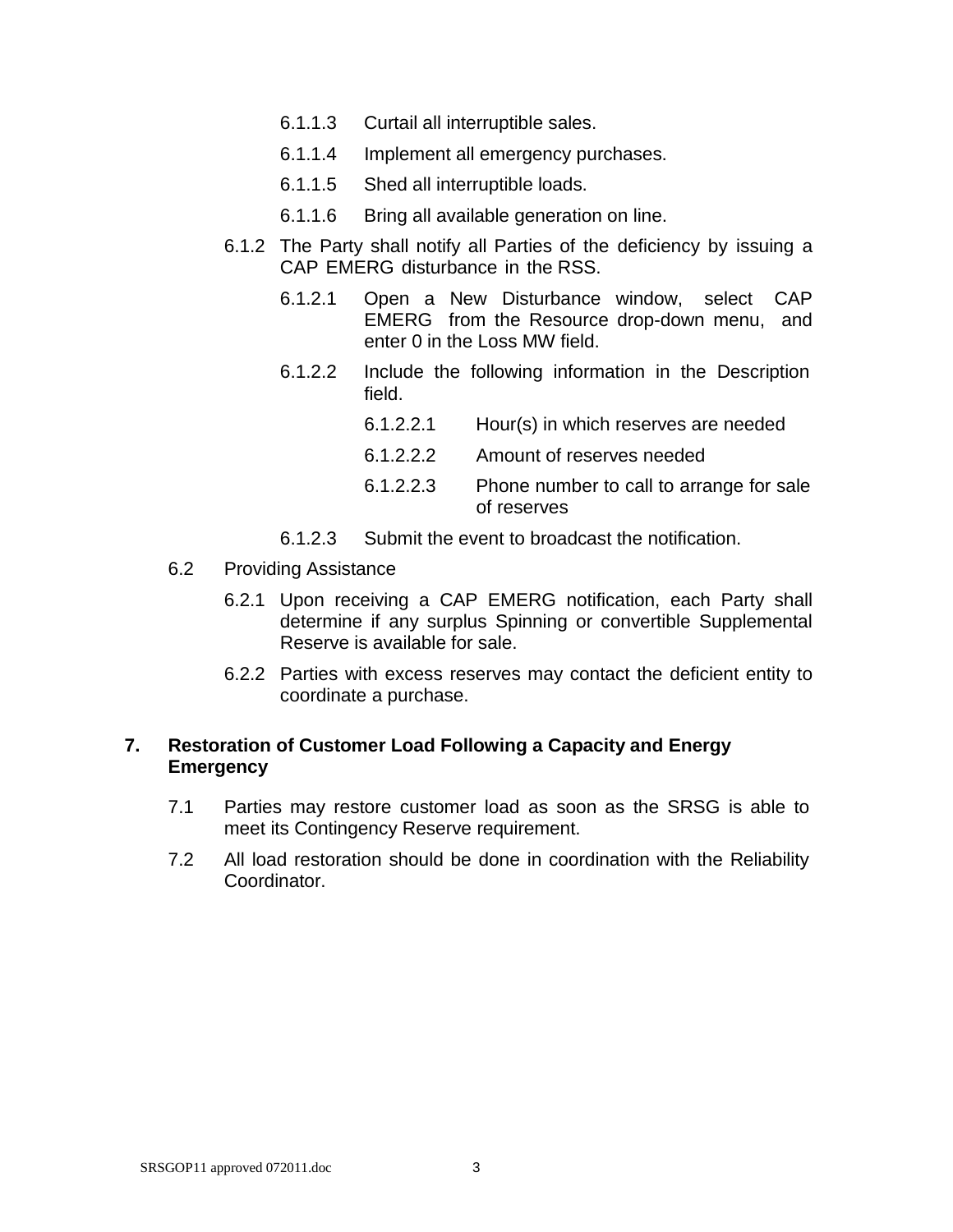6.1.1.3 Curtail all interruptible sales.

6.1.1.4 Implement all emergency purchases.

6.1.1.5 Shed all interruptible loads.

6.1.1.6 Bring all available generation on line.

6.1.2 The Party shall notify all Parties of the deficiency by issuing a CAP EMERG disturbance in the RSS.

6.1.2.1 Open a New Disturbance window, select CAP EMERG from the Resource drop-down menu, and enter 0 in the Loss MW field.

6.1.2.2 Include the following information in the Description field.

6.1.2.2.1 Hour(s) in which reserves are needed

6.1.2.2.2 Amount of reserves needed

6.1.2.2.3 Phone number to call to arrange for sale of reserves

6.1.2.3 Submit the event to broadcast the notification.

6.2 Providing Assistance

6.2.1 Upon receiving a CAP EMERG notification, each Party shall determine if any surplus Spinning or convertible Supplemental Reserve is available for sale.

6.2.2 Parties with excess reserves may contact the deficient entity to coordinate a purchase.

## 7. Restoration of Customer Load Following a Capacity and Energy Emergency

7.1 Parties may restore customer load as soon as the SRSG is able to meet its Contingency Reserve requirement.

7.2 All load restoration should be done in coordination with the Reliability Coordinator.